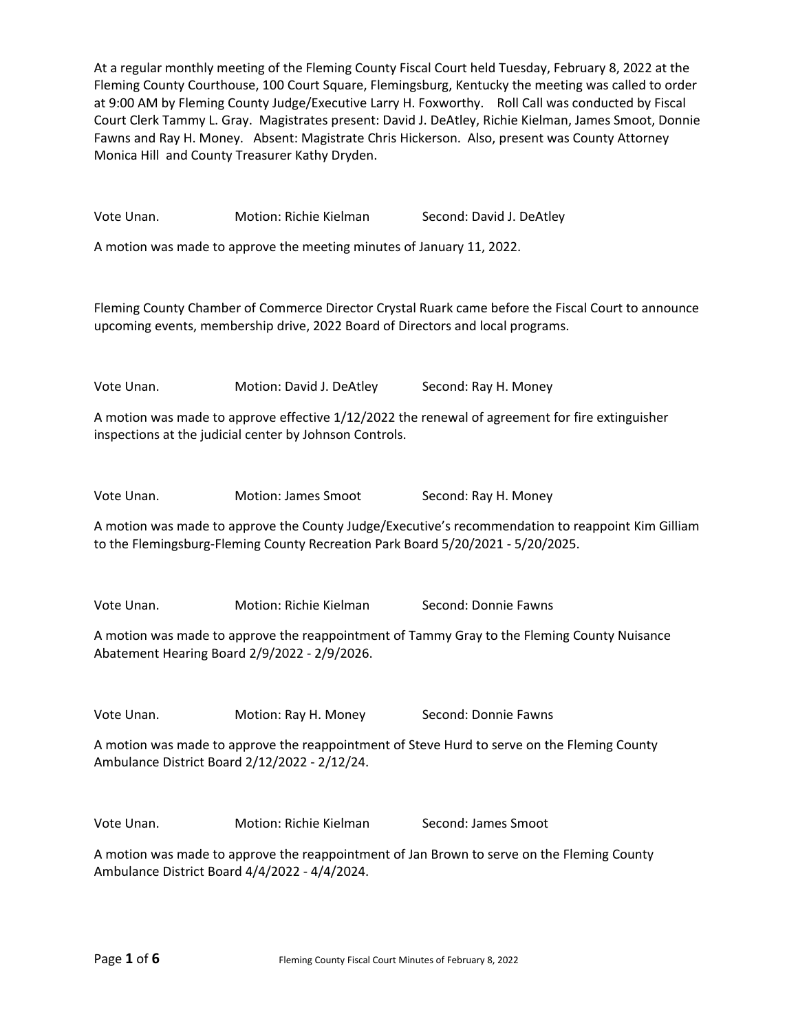At a regular monthly meeting of the Fleming County Fiscal Court held Tuesday, February 8, 2022 at the Fleming County Courthouse, 100 Court Square, Flemingsburg, Kentucky the meeting was called to order at 9:00 AM by Fleming County Judge/Executive Larry H. Foxworthy. Roll Call was conducted by Fiscal Court Clerk Tammy L. Gray. Magistrates present: David J. DeAtley, Richie Kielman, James Smoot, Donnie Fawns and Ray H. Money. Absent: Magistrate Chris Hickerson. Also, present was County Attorney Monica Hill and County Treasurer Kathy Dryden.

Vote Unan. Motion: Richie Kielman Second: David J. DeAtley

A motion was made to approve the meeting minutes of January 11, 2022.

Fleming County Chamber of Commerce Director Crystal Ruark came before the Fiscal Court to announce upcoming events, membership drive, 2022 Board of Directors and local programs.

Vote Unan. Motion: David J. DeAtley Second: Ray H. Money

A motion was made to approve effective 1/12/2022 the renewal of agreement for fire extinguisher inspections at the judicial center by Johnson Controls.

Vote Unan. Motion: James Smoot Second: Ray H. Money

A motion was made to approve the County Judge/Executive's recommendation to reappoint Kim Gilliam to the Flemingsburg-Fleming County Recreation Park Board 5/20/2021 - 5/20/2025.

Vote Unan. Motion: Richie Kielman Second: Donnie Fawns

A motion was made to approve the reappointment of Tammy Gray to the Fleming County Nuisance Abatement Hearing Board 2/9/2022 - 2/9/2026.

Vote Unan. Motion: Ray H. Money Second: Donnie Fawns

A motion was made to approve the reappointment of Steve Hurd to serve on the Fleming County Ambulance District Board 2/12/2022 - 2/12/24.

Vote Unan. Motion: Richie Kielman Second: James Smoot

A motion was made to approve the reappointment of Jan Brown to serve on the Fleming County Ambulance District Board 4/4/2022 - 4/4/2024.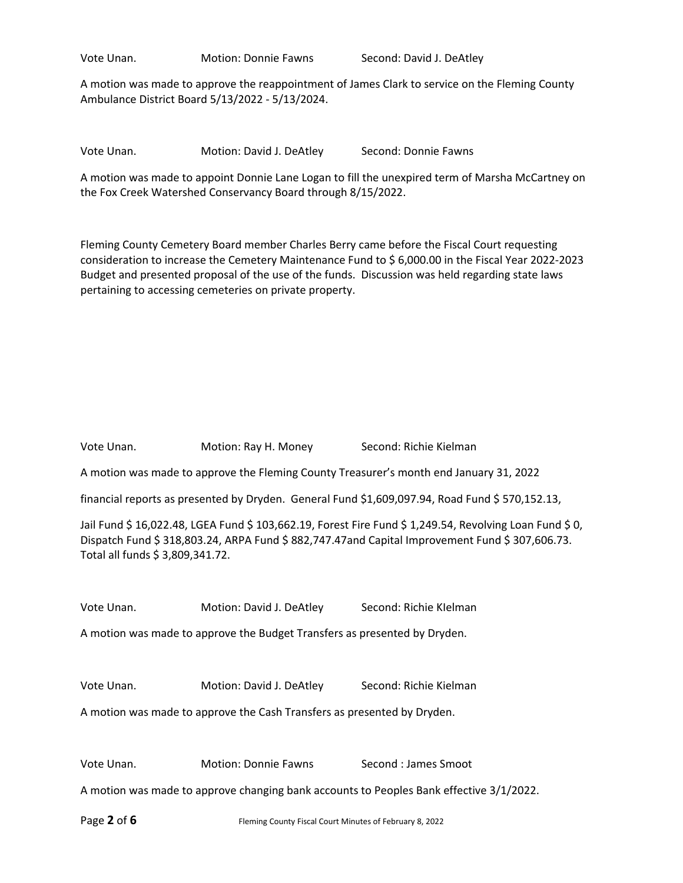Vote Unan. Motion: Donnie Fawns Second: David J. DeAtley

A motion was made to approve the reappointment of James Clark to service on the Fleming County Ambulance District Board 5/13/2022 - 5/13/2024.

Vote Unan. Motion: David J. DeAtley Second: Donnie Fawns

A motion was made to appoint Donnie Lane Logan to fill the unexpired term of Marsha McCartney on the Fox Creek Watershed Conservancy Board through 8/15/2022.

Fleming County Cemetery Board member Charles Berry came before the Fiscal Court requesting consideration to increase the Cemetery Maintenance Fund to $ 6,000.00 in the Fiscal Year 2022-2023 Budget and presented proposal of the use of the funds. Discussion was held regarding state laws pertaining to accessing cemeteries on private property.

Vote Unan. Motion: Ray H. Money Second: Richie Kielman

A motion was made to approve the Fleming County Treasurer's month end January 31, 2022

financial reports as presented by Dryden. General Fund $1,609,097.94, Road Fund $ 570,152.13,

Jail Fund $ 16,022.48, LGEA Fund $ 103,662.19, Forest Fire Fund $ 1,249.54, Revolving Loan Fund $ 0, Dispatch Fund $ 318,803.24, ARPA Fund $ 882,747.47and Capital Improvement Fund $ 307,606.73. Total all funds $ 3,809,341.72.

Vote Unan. Motion: David J. DeAtley Second: Richie KIelman

A motion was made to approve the Budget Transfers as presented by Dryden.

Vote Unan. Motion: David J. DeAtley Second: Richie Kielman

A motion was made to approve the Cash Transfers as presented by Dryden.

Vote Unan. Motion: Donnie Fawns Second : James Smoot

A motion was made to approve changing bank accounts to Peoples Bank effective 3/1/2022.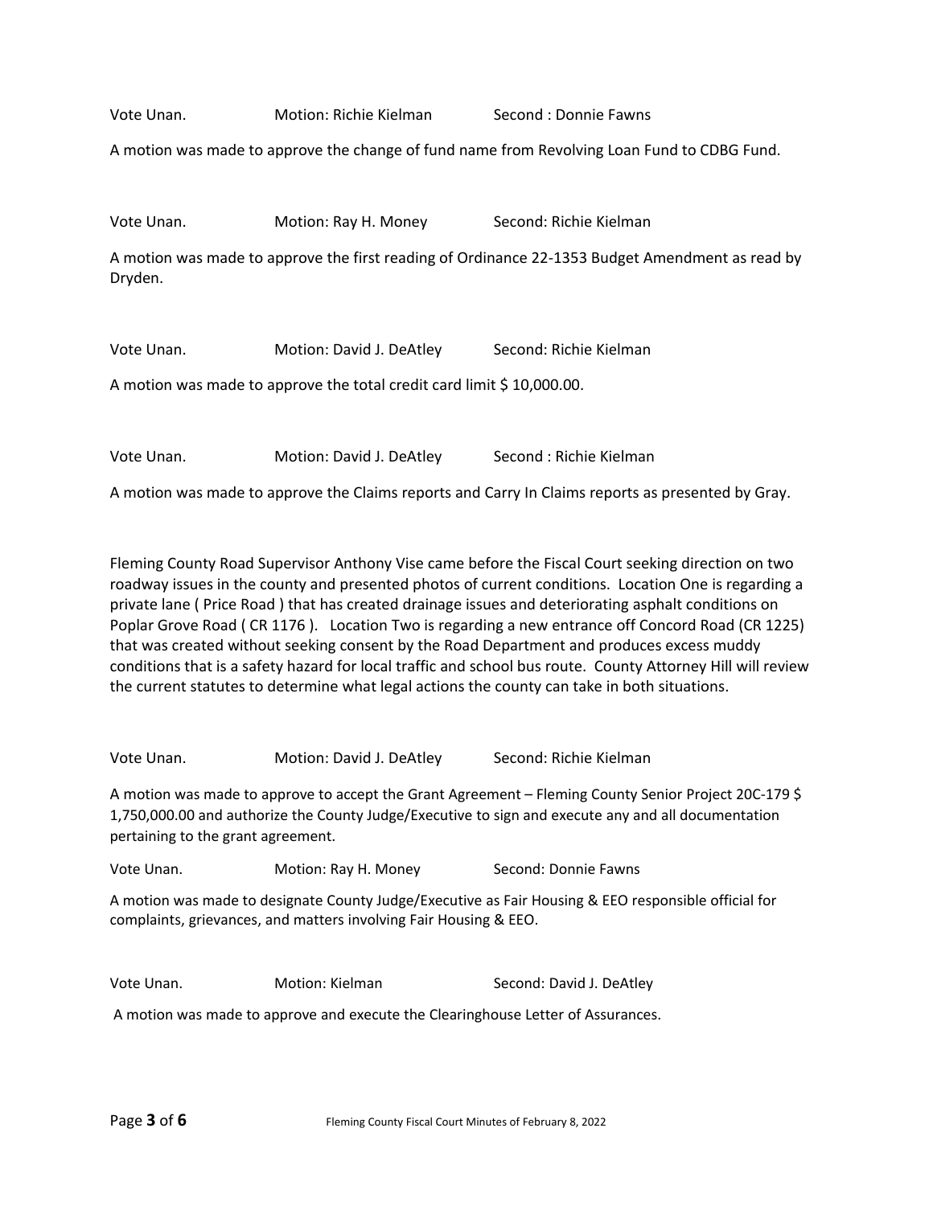Vote Unan. Motion: Richie Kielman Second : Donnie Fawns

A motion was made to approve the change of fund name from Revolving Loan Fund to CDBG Fund.

Vote Unan. Motion: Ray H. Money Second: Richie Kielman

A motion was made to approve the first reading of Ordinance 22-1353 Budget Amendment as read by Dryden.

Vote Unan. Motion: David J. DeAtley Second: Richie Kielman

A motion was made to approve the total credit card limit $ 10,000.00.

Vote Unan. Motion: David J. DeAtley Second : Richie Kielman

A motion was made to approve the Claims reports and Carry In Claims reports as presented by Gray.

Fleming County Road Supervisor Anthony Vise came before the Fiscal Court seeking direction on two roadway issues in the county and presented photos of current conditions. Location One is regarding a private lane ( Price Road ) that has created drainage issues and deteriorating asphalt conditions on Poplar Grove Road ( CR 1176 ). Location Two is regarding a new entrance off Concord Road (CR 1225) that was created without seeking consent by the Road Department and produces excess muddy conditions that is a safety hazard for local traffic and school bus route. County Attorney Hill will review the current statutes to determine what legal actions the county can take in both situations.

Vote Unan. Motion: David J. DeAtley Second: Richie Kielman

A motion was made to approve to accept the Grant Agreement – Fleming County Senior Project 20C-179 $ 1,750,000.00 and authorize the County Judge/Executive to sign and execute any and all documentation pertaining to the grant agreement.

Vote Unan. Motion: Ray H. Money Second: Donnie Fawns

A motion was made to designate County Judge/Executive as Fair Housing & EEO responsible official for complaints, grievances, and matters involving Fair Housing & EEO.

Vote Unan. Motion: Kielman Second: David J. DeAtley

A motion was made to approve and execute the Clearinghouse Letter of Assurances.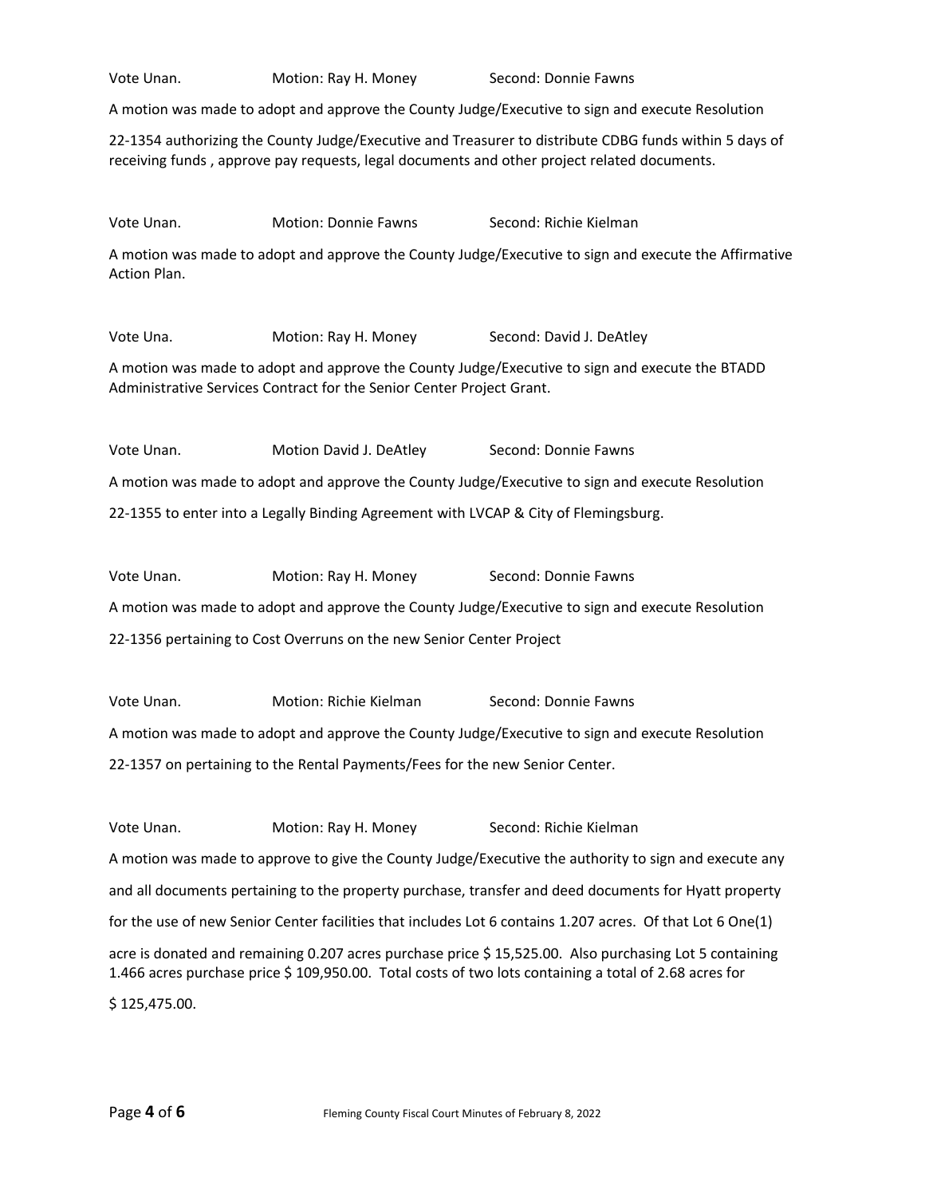Vote Unan. Motion: Ray H. Money Second: Donnie Fawns

A motion was made to adopt and approve the County Judge/Executive to sign and execute Resolution 22-1354 authorizing the County Judge/Executive and Treasurer to distribute CDBG funds within 5 days of receiving funds , approve pay requests, legal documents and other project related documents.

Vote Unan. Motion: Donnie Fawns Second: Richie Kielman

A motion was made to adopt and approve the County Judge/Executive to sign and execute the Affirmative Action Plan.

Vote Una. Motion: Ray H. Money Second: David J. DeAtley

A motion was made to adopt and approve the County Judge/Executive to sign and execute the BTADD Administrative Services Contract for the Senior Center Project Grant.

Vote Unan. Motion David J. DeAtley Second: Donnie Fawns

A motion was made to adopt and approve the County Judge/Executive to sign and execute Resolution 22-1355 to enter into a Legally Binding Agreement with LVCAP & City of Flemingsburg.

Vote Unan. Motion: Ray H. Money Second: Donnie Fawns

A motion was made to adopt and approve the County Judge/Executive to sign and execute Resolution 22-1356 pertaining to Cost Overruns on the new Senior Center Project

Vote Unan. Motion: Richie Kielman Second: Donnie Fawns

A motion was made to adopt and approve the County Judge/Executive to sign and execute Resolution 22-1357 on pertaining to the Rental Payments/Fees for the new Senior Center.

Vote Unan. Motion: Ray H. Money Second: Richie Kielman

A motion was made to approve to give the County Judge/Executive the authority to sign and execute any and all documents pertaining to the property purchase, transfer and deed documents for Hyatt property for the use of new Senior Center facilities that includes Lot 6 contains 1.207 acres. Of that Lot 6 One(1) acre is donated and remaining 0.207 acres purchase price $ 15,525.00. Also purchasing Lot 5 containing 1.466 acres purchase price $ 109,950.00. Total costs of two lots containing a total of 2.68 acres for $ 125,475.00.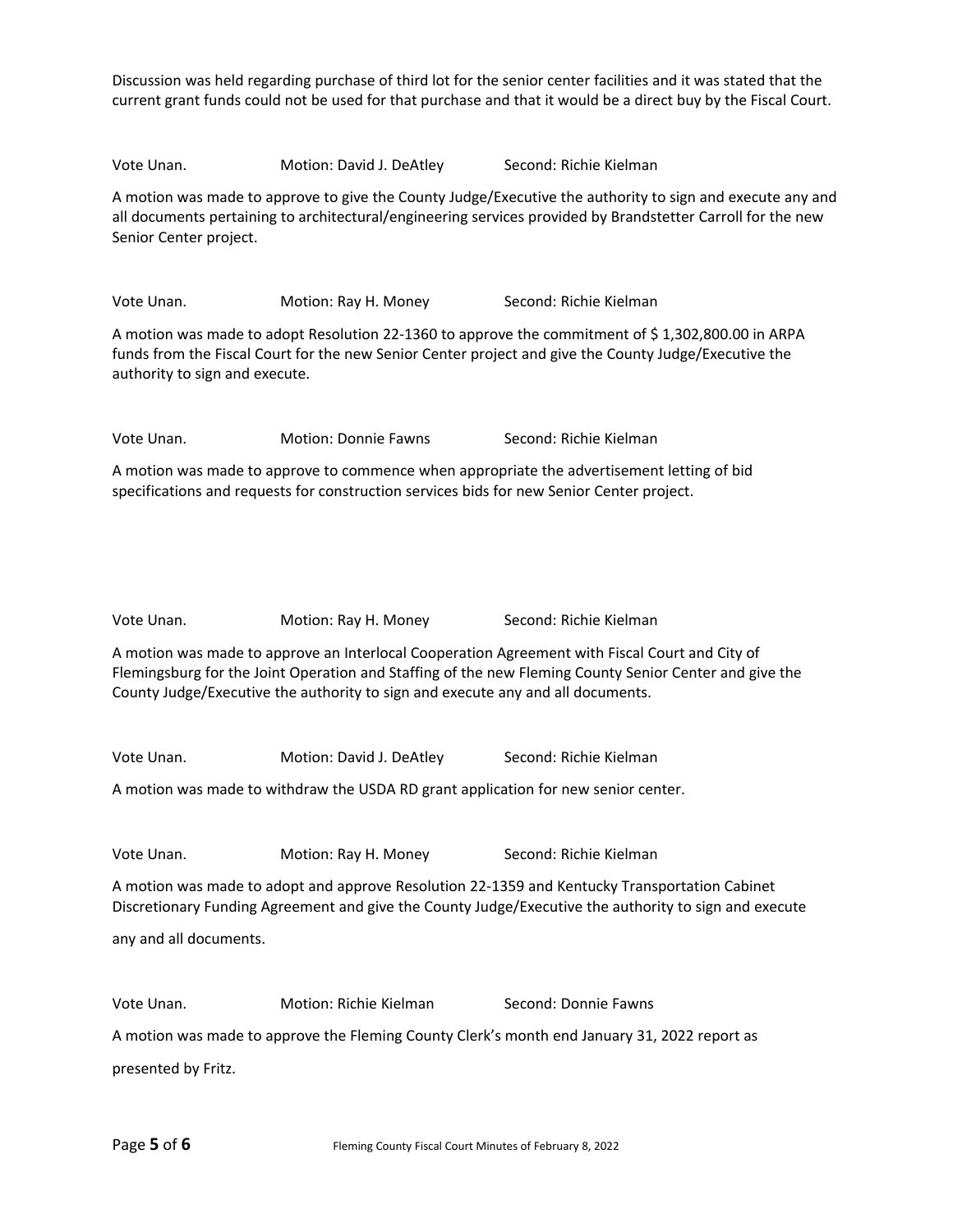Discussion was held regarding purchase of third lot for the senior center facilities and it was stated that the current grant funds could not be used for that purchase and that it would be a direct buy by the Fiscal Court.

Vote Unan. Motion: David J. DeAtley Second: Richie Kielman

A motion was made to approve to give the County Judge/Executive the authority to sign and execute any and all documents pertaining to architectural/engineering services provided by Brandstetter Carroll for the new Senior Center project.

Vote Unan. Motion: Ray H. Money Second: Richie Kielman

A motion was made to adopt Resolution 22-1360 to approve the commitment of $ 1,302,800.00 in ARPA funds from the Fiscal Court for the new Senior Center project and give the County Judge/Executive the authority to sign and execute.

Vote Unan. Motion: Donnie Fawns Second: Richie Kielman

A motion was made to approve to commence when appropriate the advertisement letting of bid specifications and requests for construction services bids for new Senior Center project.

Vote Unan. Motion: Ray H. Money Second: Richie Kielman

A motion was made to approve an Interlocal Cooperation Agreement with Fiscal Court and City of Flemingsburg for the Joint Operation and Staffing of the new Fleming County Senior Center and give the County Judge/Executive the authority to sign and execute any and all documents.

Vote Unan. Motion: David J. DeAtley Second: Richie Kielman

A motion was made to withdraw the USDA RD grant application for new senior center.

Vote Unan. Motion: Ray H. Money Second: Richie Kielman

A motion was made to adopt and approve Resolution 22-1359 and Kentucky Transportation Cabinet Discretionary Funding Agreement and give the County Judge/Executive the authority to sign and execute any and all documents.

Vote Unan. Motion: Richie Kielman Second: Donnie Fawns

A motion was made to approve the Fleming County Clerk's month end January 31, 2022 report as presented by Fritz.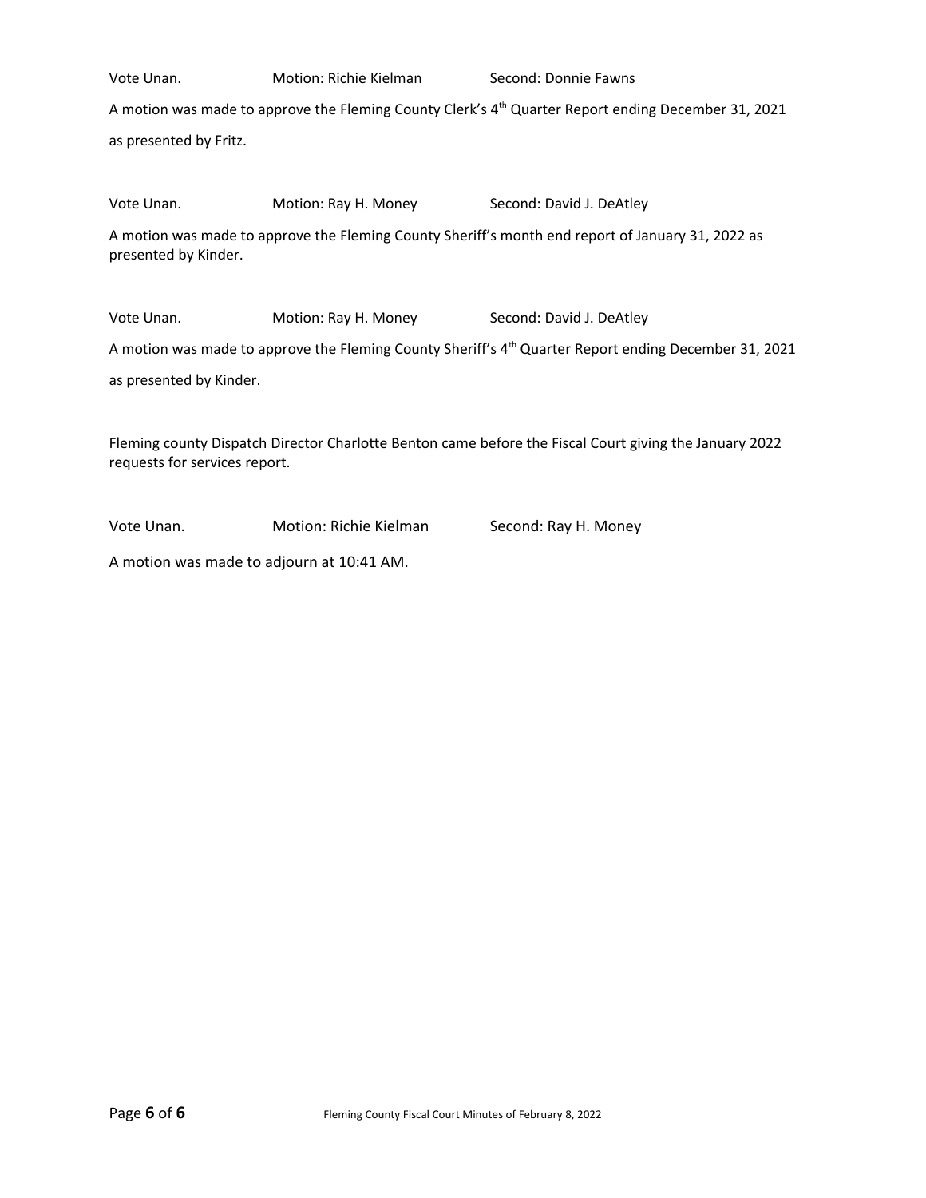Vote Unan. Motion: Richie Kielman Second: Donnie Fawns

A motion was made to approve the Fleming County Clerk's 4th Quarter Report ending December 31, 2021 as presented by Fritz.

Vote Unan. Motion: Ray H. Money Second: David J. DeAtley

A motion was made to approve the Fleming County Sheriff's month end report of January 31, 2022 as presented by Kinder.

Vote Unan. Motion: Ray H. Money Second: David J. DeAtley

A motion was made to approve the Fleming County Sheriff's 4th Quarter Report ending December 31, 2021 as presented by Kinder.

Fleming county Dispatch Director Charlotte Benton came before the Fiscal Court giving the January 2022 requests for services report.

Vote Unan. Motion: Richie Kielman Second: Ray H. Money

A motion was made to adjourn at 10:41 AM.